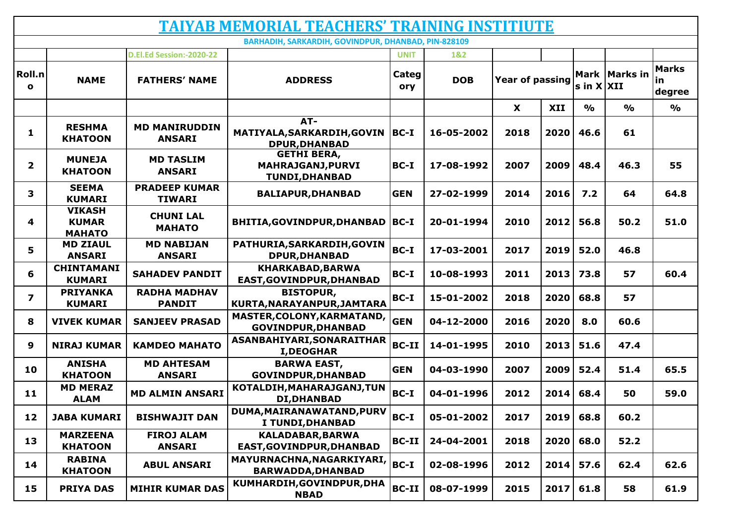# TAIYAB MEMORIAL TEACHERS' TRAINING INSTITIUTE

**BARHADIH, SARKARDIH, GOVINDPUR, DHANBAD, PIN-828109**

| | | D.El.Ed Session:-2020-22 | | UNIT | 1&2 | | | | | |
|---|---|---|---|---|---|---|---|---|---|---|
| **Roll.no** | **NAME** | **FATHERS' NAME** | **ADDRESS** | **Category** | **DOB** | **Year of passing** | | **Marks in X** | **Marks in XII** | **Marks in degree** |
| | | | | | | **X** | **XII** | **%** | **%** | **%** |
| 1 | RESHMA KHATOON | MD MANIRUDDIN ANSARI | AT-MATIYALA,SARKARDIH,GOVINDPUR,DHANBAD | BC-I | 16-05-2002 | 2018 | 2020 | 46.6 | 61 | |
| 2 | MUNEJA KHATOON | MD TASLIM ANSARI | GETHI BERA, MAHRAJGANJ,PURVI TUNDI,DHANBAD | BC-I | 17-08-1992 | 2007 | 2009 | 48.4 | 46.3 | 55 |
| 3 | SEEMA KUMARI | PRADEEP KUMAR TIWARI | BALIAPUR,DHANBAD | GEN | 27-02-1999 | 2014 | 2016 | 7.2 | 64 | 64.8 |
| 4 | VIKASH KUMAR MAHATO | CHUNI LAL MAHATO | BHITIA,GOVINDPUR,DHANBAD | BC-I | 20-01-1994 | 2010 | 2012 | 56.8 | 50.2 | 51.0 |
| 5 | MD ZIAUL ANSARI | MD NABIJAN ANSARI | PATHURIA,SARKARDIH,GOVINDPUR,DHANBAD | BC-I | 17-03-2001 | 2017 | 2019 | 52.0 | 46.8 | |
| 6 | CHINTAMANI KUMARI | SAHADEV PANDIT | KHARKABAD,BARWA EAST,GOVINDPUR,DHANBAD | BC-I | 10-08-1993 | 2011 | 2013 | 73.8 | 57 | 60.4 |
| 7 | PRIYANKA KUMARI | RADHA MADHAV PANDIT | BISTOPUR, KURTA,NARAYANPUR,JAMTARA | BC-I | 15-01-2002 | 2018 | 2020 | 68.8 | 57 | |
| 8 | VIVEK KUMAR | SANJEEV PRASAD | MASTER,COLONY,KARMATAND, GOVINDPUR,DHANBAD | GEN | 04-12-2000 | 2016 | 2020 | 8.0 | 60.6 | |
| 9 | NIRAJ KUMAR | KAMDEO MAHATO | ASANBAHIYARI,SONARAITHARI,DEOGHAR | BC-II | 14-01-1995 | 2010 | 2013 | 51.6 | 47.4 | |
| 10 | ANISHA KHATOON | MD AHTESAM ANSARI | BARWA EAST, GOVINDPUR,DHANBAD | GEN | 04-03-1990 | 2007 | 2009 | 52.4 | 51.4 | 65.5 |
| 11 | MD MERAZ ALAM | MD ALMIN ANSARI | KOTALDIH,MAHARAJGANJ,TUNDI,DHANBAD | BC-I | 04-01-1996 | 2012 | 2014 | 68.4 | 50 | 59.0 |
| 12 | JABA KUMARI | BISHWAJIT DAN | DUMA,MAIRANAWATAND,PURVI TUNDI,DHANBAD | BC-I | 05-01-2002 | 2017 | 2019 | 68.8 | 60.2 | |
| 13 | MARZEENA KHATOON | FIROJ ALAM ANSARI | KALADABAR,BARWA EAST,GOVINDPUR,DHANBAD | BC-II | 24-04-2001 | 2018 | 2020 | 68.0 | 52.2 | |
| 14 | RABINA KHATOON | ABUL ANSARI | MAYURNACHNA,NAGARKIYARI, BARWADDA,DHANBAD | BC-I | 02-08-1996 | 2012 | 2014 | 57.6 | 62.4 | 62.6 |
| 15 | PRIYA DAS | MIHIR KUMAR DAS | KUMHARDIH,GOVINDPUR,DHANBAD | BC-II | 08-07-1999 | 2015 | 2017 | 61.8 | 58 | 61.9 |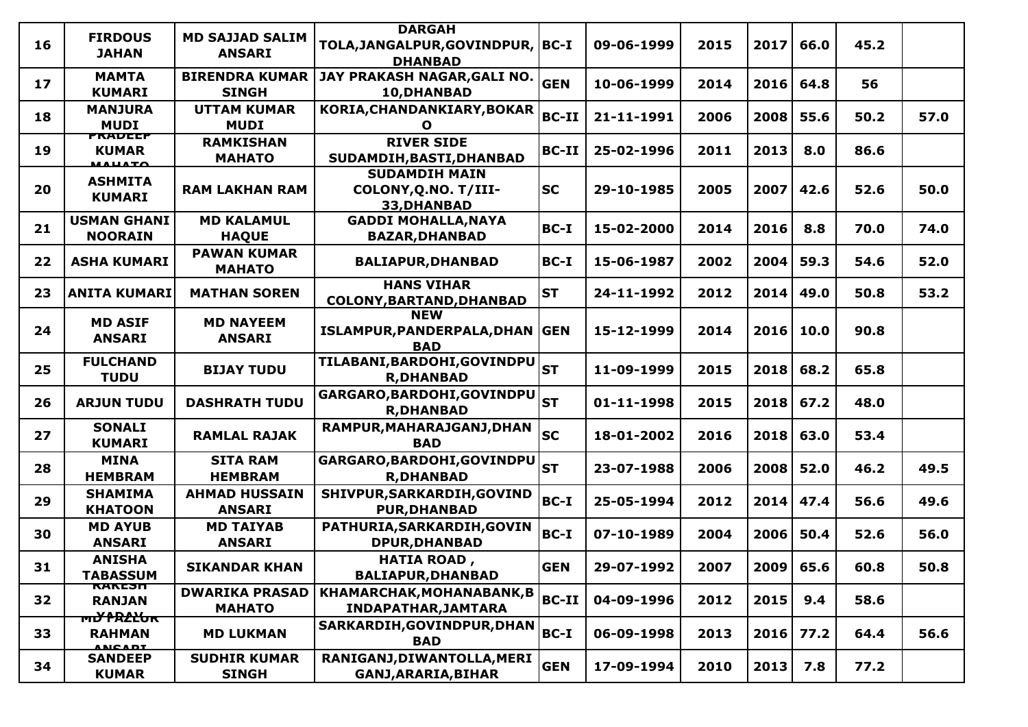| | | | | | | | | | | |
|---|---|---|---|---|---|---|---|---|---|---|
| 16 | FIRDOUS JAHAN | MD SAJJAD SALIM ANSARI | DARGAH TOLA,JANGALPUR,GOVINDPUR, DHANBAD | BC-I | 09-06-1999 | 2015 | 2017 | 66.0 | 45.2 | |
| 17 | MAMTA KUMARI | BIRENDRA KUMAR SINGH | JAY PRAKASH NAGAR,GALI NO. 10,DHANBAD | GEN | 10-06-1999 | 2014 | 2016 | 64.8 | 56 | |
| 18 | MANJURA MUDI | UTTAM KUMAR MUDI | KORIA,CHANDANKIARY,BOKARO | BC-II | 21-11-1991 | 2006 | 2008 | 55.6 | 50.2 | 57.0 |
| 19 | PRADEEP KUMAR MAHATO | RAMKISHAN MAHATO | RIVER SIDE SUDAMDIH,BASTI,DHANBAD | BC-II | 25-02-1996 | 2011 | 2013 | 8.0 | 86.6 | |
| 20 | ASHMITA KUMARI | RAM LAKHAN RAM | SUDAMDIH MAIN COLONY,Q.NO. T/III-33,DHANBAD | SC | 29-10-1985 | 2005 | 2007 | 42.6 | 52.6 | 50.0 |
| 21 | USMAN GHANI NOORAIN | MD KALAMUL HAQUE | GADDI MOHALLA,NAYA BAZAR,DHANBAD | BC-I | 15-02-2000 | 2014 | 2016 | 8.8 | 70.0 | 74.0 |
| 22 | ASHA KUMARI | PAWAN KUMAR MAHATO | BALIAPUR,DHANBAD | BC-I | 15-06-1987 | 2002 | 2004 | 59.3 | 54.6 | 52.0 |
| 23 | ANITA KUMARI | MATHAN SOREN | HANS VIHAR COLONY,BARTAND,DHANBAD | ST | 24-11-1992 | 2012 | 2014 | 49.0 | 50.8 | 53.2 |
| 24 | MD ASIF ANSARI | MD NAYEEM ANSARI | NEW ISLAMPUR,PANDERPALA,DHANBAD | GEN | 15-12-1999 | 2014 | 2016 | 10.0 | 90.8 | |
| 25 | FULCHAND TUDU | BIJAY TUDU | TILABANI,BARDOHI,GOVINDPUR,DHANBAD | ST | 11-09-1999 | 2015 | 2018 | 68.2 | 65.8 | |
| 26 | ARJUN TUDU | DASHRATH TUDU | GARGARO,BARDOHI,GOVINDPUR,DHANBAD | ST | 01-11-1998 | 2015 | 2018 | 67.2 | 48.0 | |
| 27 | SONALI KUMARI | RAMLAL RAJAK | RAMPUR,MAHARAJGANJ,DHANBAD | SC | 18-01-2002 | 2016 | 2018 | 63.0 | 53.4 | |
| 28 | MINA HEMBRAM | SITA RAM HEMBRAM | GARGARO,BARDOHI,GOVINDPUR,DHANBAD | ST | 23-07-1988 | 2006 | 2008 | 52.0 | 46.2 | 49.5 |
| 29 | SHAMIMA KHATOON | AHMAD HUSSAIN ANSARI | SHIVPUR,SARKARDIH,GOVINDPUR,DHANBAD | BC-I | 25-05-1994 | 2012 | 2014 | 47.4 | 56.6 | 49.6 |
| 30 | MD AYUB ANSARI | MD TAIYAB ANSARI | PATHURIA,SARKARDIH,GOVINDPUR,DHANBAD | BC-I | 07-10-1989 | 2004 | 2006 | 50.4 | 52.6 | 56.0 |
| 31 | ANISHA TABASSUM | SIKANDAR KHAN | HATIA ROAD , BALIAPUR,DHANBAD | GEN | 29-07-1992 | 2007 | 2009 | 65.6 | 60.8 | 50.8 |
| 32 | RAKESH RANJAN YADAV | DWARIKA PRASAD MAHATO | KHAMARCHAK,MOHANABANK,BINDAPATHAR,JAMTARA | BC-II | 04-09-1996 | 2012 | 2015 | 9.4 | 58.6 | |
| 33 | MD FAZLUR RAHMAN ANSARI | MD LUKMAN | SARKARDIH,GOVINDPUR,DHANBAD | BC-I | 06-09-1998 | 2013 | 2016 | 77.2 | 64.4 | 56.6 |
| 34 | SANDEEP KUMAR | SUDHIR KUMAR SINGH | RANIGANJ,DIWANTOLLA,MERIGANJ,ARARIA,BIHAR | GEN | 17-09-1994 | 2010 | 2013 | 7.8 | 77.2 | |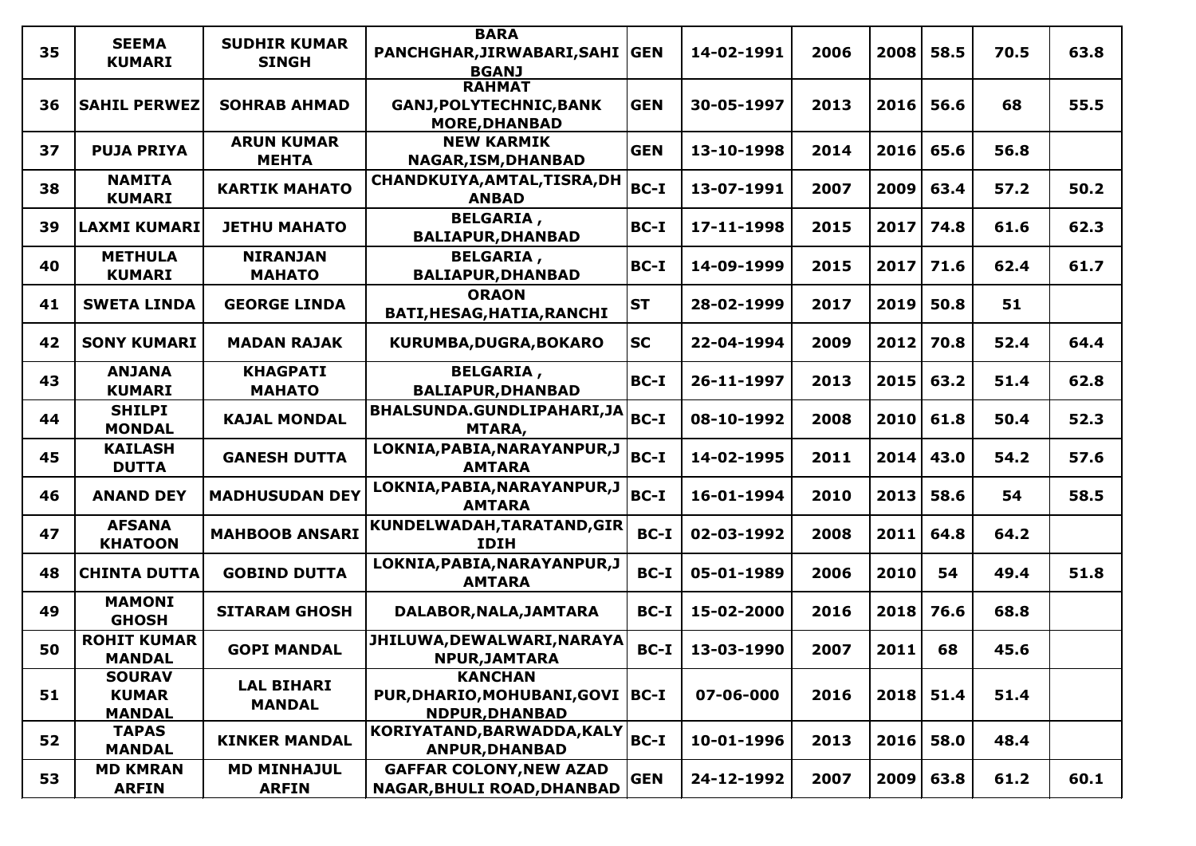| 35 | SEEMA KUMARI | SUDHIR KUMAR SINGH | BARA PANCHGHAR,JIRWABARI,SAHI BGANJ | GEN | 14-02-1991 | 2006 | 2008 | 58.5 | 70.5 | 63.8 |
|---|---|---|---|---|---|---|---|---|---|---|
| 36 | SAHIL PERWEZ | SOHRAB AHMAD | RAHMAT GANJ,POLYTECHNIC,BANK MORE,DHANBAD | GEN | 30-05-1997 | 2013 | 2016 | 56.6 | 68 | 55.5 |
| 37 | PUJA PRIYA | ARUN KUMAR MEHTA | NEW KARMIK NAGAR,ISM,DHANBAD | GEN | 13-10-1998 | 2014 | 2016 | 65.6 | 56.8 | |
| 38 | NAMITA KUMARI | KARTIK MAHATO | CHANDKUIYA,AMTAL,TISRA,DHANBAD | BC-I | 13-07-1991 | 2007 | 2009 | 63.4 | 57.2 | 50.2 |
| 39 | LAXMI KUMARI | JETHU MAHATO | BELGARIA , BALIAPUR,DHANBAD | BC-I | 17-11-1998 | 2015 | 2017 | 74.8 | 61.6 | 62.3 |
| 40 | METHULA KUMARI | NIRANJAN MAHATO | BELGARIA , BALIAPUR,DHANBAD | BC-I | 14-09-1999 | 2015 | 2017 | 71.6 | 62.4 | 61.7 |
| 41 | SWETA LINDA | GEORGE LINDA | ORAON BATI,HESAG,HATIA,RANCHI | ST | 28-02-1999 | 2017 | 2019 | 50.8 | 51 | |
| 42 | SONY KUMARI | MADAN RAJAK | KURUMBA,DUGRA,BOKARO | SC | 22-04-1994 | 2009 | 2012 | 70.8 | 52.4 | 64.4 |
| 43 | ANJANA KUMARI | KHAGPATI MAHATO | BELGARIA , BALIAPUR,DHANBAD | BC-I | 26-11-1997 | 2013 | 2015 | 63.2 | 51.4 | 62.8 |
| 44 | SHILPI MONDAL | KAJAL MONDAL | BHALSUNDA.GUNDLIPAHARI,JAMTARA, | BC-I | 08-10-1992 | 2008 | 2010 | 61.8 | 50.4 | 52.3 |
| 45 | KAILASH DUTTA | GANESH DUTTA | LOKNIA,PABIA,NARAYANPUR,JAMTARA | BC-I | 14-02-1995 | 2011 | 2014 | 43.0 | 54.2 | 57.6 |
| 46 | ANAND DEY | MADHUSUDAN DEY | LOKNIA,PABIA,NARAYANPUR,JAMTARA | BC-I | 16-01-1994 | 2010 | 2013 | 58.6 | 54 | 58.5 |
| 47 | AFSANA KHATOON | MAHBOOB ANSARI | KUNDELWADAH,TARATAND,GIRIDIH | BC-I | 02-03-1992 | 2008 | 2011 | 64.8 | 64.2 | |
| 48 | CHINTA DUTTA | GOBIND DUTTA | LOKNIA,PABIA,NARAYANPUR,JAMTARA | BC-I | 05-01-1989 | 2006 | 2010 | 54 | 49.4 | 51.8 |
| 49 | MAMONI GHOSH | SITARAM GHOSH | DALABOR,NALA,JAMTARA | BC-I | 15-02-2000 | 2016 | 2018 | 76.6 | 68.8 | |
| 50 | ROHIT KUMAR MANDAL | GOPI MANDAL | JHILUWA,DEWALWARI,NARAYANPUR,JAMTARA | BC-I | 13-03-1990 | 2007 | 2011 | 68 | 45.6 | |
| 51 | SOURAV KUMAR MANDAL | LAL BIHARI MANDAL | KANCHAN PUR,DHARIO,MOHUBANI,GOVINDPUR,DHANBAD | BC-I | 07-06-000 | 2016 | 2018 | 51.4 | 51.4 | |
| 52 | TAPAS MANDAL | KINKER MANDAL | KORIYATAND,BARWADDA,KALYANPUR,DHANBAD | BC-I | 10-01-1996 | 2013 | 2016 | 58.0 | 48.4 | |
| 53 | MD KMRAN ARFIN | MD MINHAJUL ARFIN | GAFFAR COLONY,NEW AZAD NAGAR,BHULI ROAD,DHANBAD | GEN | 24-12-1992 | 2007 | 2009 | 63.8 | 61.2 | 60.1 |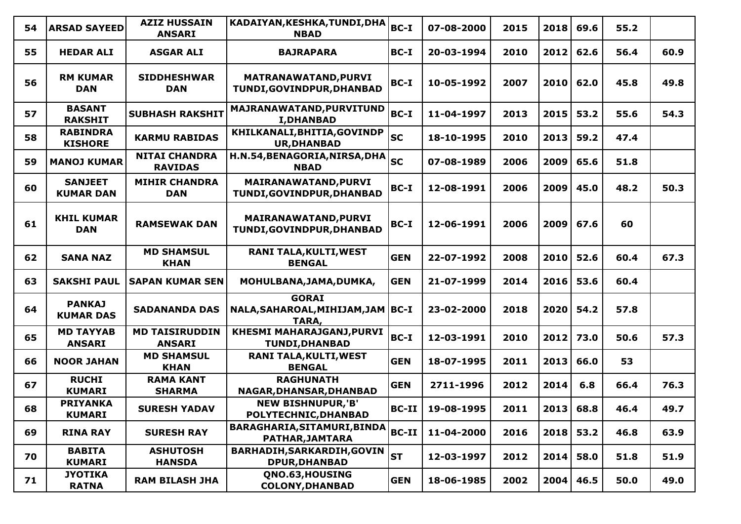| 54 | ARSAD SAYEED | AZIZ HUSSAIN ANSARI | KADAIYAN,KESHKA,TUNDI,DHANBAD | BC-I | 07-08-2000 | 2015 | 2018 | 69.6 | 55.2 | |
|---|---|---|---|---|---|---|---|---|---|---|
| 55 | HEDAR ALI | ASGAR ALI | BAJRAPARA | BC-I | 20-03-1994 | 2010 | 2012 | 62.6 | 56.4 | 60.9 |
| 56 | RM KUMAR DAN | SIDDHESHWAR DAN | MATRANAWATAND,PURVI TUNDI,GOVINDPUR,DHANBAD | BC-I | 10-05-1992 | 2007 | 2010 | 62.0 | 45.8 | 49.8 |
| 57 | BASANT RAKSHIT | SUBHASH RAKSHIT | MAJRANAWATAND,PURVITUNDI,DHANBAD | BC-I | 11-04-1997 | 2013 | 2015 | 53.2 | 55.6 | 54.3 |
| 58 | RABINDRA KISHORE | KARMU RABIDAS | KHILKANALI,BHITIA,GOVINDPUR,DHANBAD | SC | 18-10-1995 | 2010 | 2013 | 59.2 | 47.4 | |
| 59 | MANOJ KUMAR | NITAI CHANDRA RAVIDAS | H.N.54,BENAGORIA,NIRSA,DHANBAD | SC | 07-08-1989 | 2006 | 2009 | 65.6 | 51.8 | |
| 60 | SANJEET KUMAR DAN | MIHIR CHANDRA DAN | MAIRANAWATAND,PURVI TUNDI,GOVINDPUR,DHANBAD | BC-I | 12-08-1991 | 2006 | 2009 | 45.0 | 48.2 | 50.3 |
| 61 | KHIL KUMAR DAN | RAMSEWAK DAN | MAIRANAWATAND,PURVI TUNDI,GOVINDPUR,DHANBAD | BC-I | 12-06-1991 | 2006 | 2009 | 67.6 | 60 | |
| 62 | SANA NAZ | MD SHAMSUL KHAN | RANI TALA,KULTI,WEST BENGAL | GEN | 22-07-1992 | 2008 | 2010 | 52.6 | 60.4 | 67.3 |
| 63 | SAKSHI PAUL | SAPAN KUMAR SEN | MOHULBANA,JAMA,DUMKA, | GEN | 21-07-1999 | 2014 | 2016 | 53.6 | 60.4 | |
| 64 | PANKAJ KUMAR DAS | SADANANDA DAS | GORAI NALA,SAHAROAL,MIHIJAM,JAMTARA, | BC-I | 23-02-2000 | 2018 | 2020 | 54.2 | 57.8 | |
| 65 | MD TAYYAB ANSARI | MD TAISIRUDDIN ANSARI | KHESMI MAHARAJGANJ,PURVI TUNDI,DHANBAD | BC-I | 12-03-1991 | 2010 | 2012 | 73.0 | 50.6 | 57.3 |
| 66 | NOOR JAHAN | MD SHAMSUL KHAN | RANI TALA,KULTI,WEST BENGAL | GEN | 18-07-1995 | 2011 | 2013 | 66.0 | 53 | |
| 67 | RUCHI KUMARI | RAMA KANT SHARMA | RAGHUNATH NAGAR,DHANSAR,DHANBAD | GEN | 2711-1996 | 2012 | 2014 | 6.8 | 66.4 | 76.3 |
| 68 | PRIYANKA KUMARI | SURESH YADAV | NEW BISHNUPUR,'B' POLYTECHNIC,DHANBAD | BC-II | 19-08-1995 | 2011 | 2013 | 68.8 | 46.4 | 49.7 |
| 69 | RINA RAY | SURESH RAY | BARAGHARIA,SITAMURI,BINDAPATHAR,JAMTARA | BC-II | 11-04-2000 | 2016 | 2018 | 53.2 | 46.8 | 63.9 |
| 70 | BABITA KUMARI | ASHUTOSH HANSDA | BARHADIH,SARKARDIH,GOVINDPUR,DHANBAD | ST | 12-03-1997 | 2012 | 2014 | 58.0 | 51.8 | 51.9 |
| 71 | JYOTIKA RATNA | RAM BILASH JHA | QNO.63,HOUSING COLONY,DHANBAD | GEN | 18-06-1985 | 2002 | 2004 | 46.5 | 50.0 | 49.0 |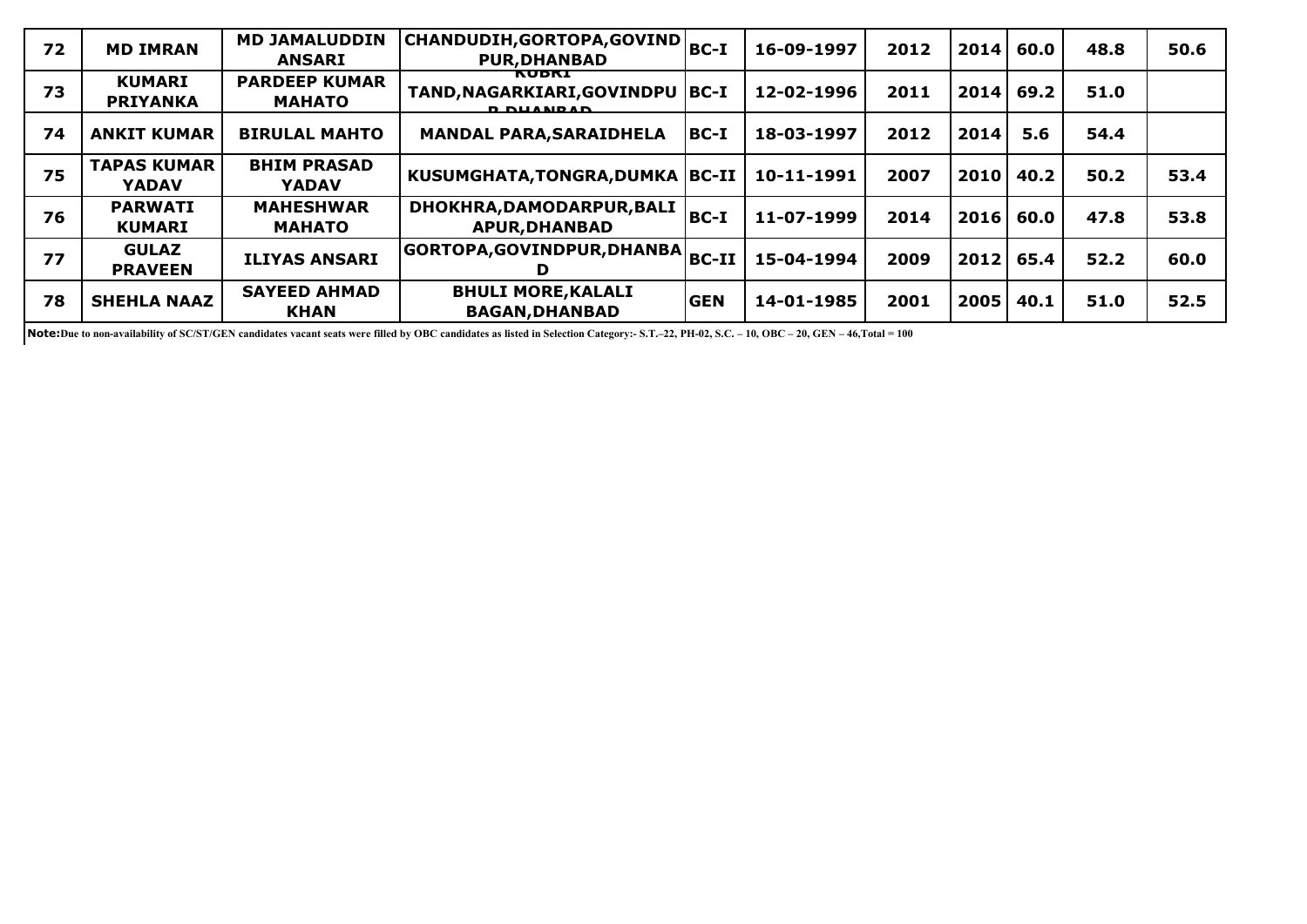| | | | | | | | | | | |
|---|---|---|---|---|---|---|---|---|---|---|
| 72 | MD IMRAN | MD JAMALUDDIN ANSARI | CHANDUDIH,GORTOPA,GOVINDPUR,DHANBAD | BC-I | 16-09-1997 | 2012 | 2014 | 60.0 | 48.8 | 50.6 |
| 73 | KUMARI PRIYANKA | PARDEEP KUMAR MAHATO | KUBRI TAND,NAGARKIARI,GOVINDPUR DHANBAD | BC-I | 12-02-1996 | 2011 | 2014 | 69.2 | 51.0 | |
| 74 | ANKIT KUMAR | BIRULAL MAHTO | MANDAL PARA,SARAIDHELA | BC-I | 18-03-1997 | 2012 | 2014 | 5.6 | 54.4 | |
| 75 | TAPAS KUMAR YADAV | BHIM PRASAD YADAV | KUSUMGHATA,TONGRA,DUMKA | BC-II | 10-11-1991 | 2007 | 2010 | 40.2 | 50.2 | 53.4 |
| 76 | PARWATI KUMARI | MAHESHWAR MAHATO | DHOKHRA,DAMODARPUR,BALIAPUR,DHANBAD | BC-I | 11-07-1999 | 2014 | 2016 | 60.0 | 47.8 | 53.8 |
| 77 | GULAZ PRAVEEN | ILIYAS ANSARI | GORTOPA,GOVINDPUR,DHANBAD | BC-II | 15-04-1994 | 2009 | 2012 | 65.4 | 52.2 | 60.0 |
| 78 | SHEHLA NAAZ | SAYEED AHMAD KHAN | BHULI MORE,KALALI BAGAN,DHANBAD | GEN | 14-01-1985 | 2001 | 2005 | 40.1 | 51.0 | 52.5 |

**Note:** Due to non-availability of SC/ST/GEN candidates vacant seats were filled by OBC candidates as listed in Selection Category:- S.T.–22, PH-02, S.C. – 10, OBC – 20, GEN – 46,Total = 100